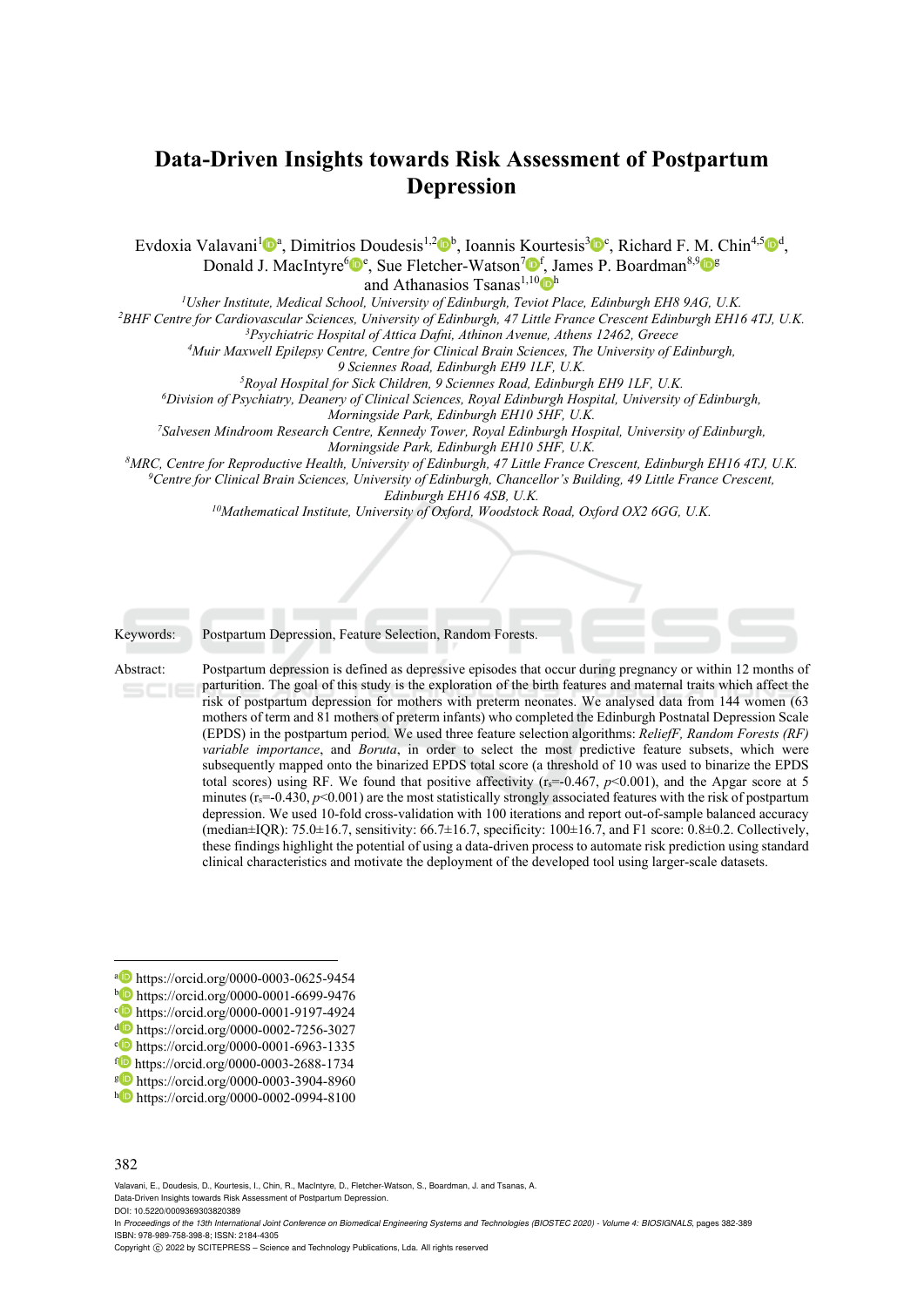# Data-Driven Insights towards Risk Assessment of Postpartum Depression

Evdoxia Valavani[1][a], Dimitrios Doudesis[1,2][b], Ioannis Kourtesis[3][c], Richard F. M. Chin[4,5][d], Donald J. MacIntyre[6][e], Sue Fletcher-Watson[7][f], James P. Boardman[8,9][g] and Athanasios Tsanas[1,10][h]

[1]*Usher Institute, Medical School, University of Edinburgh, Teviot Place, Edinburgh EH8 9AG, U.K.*
[2]*BHF Centre for Cardiovascular Sciences, University of Edinburgh, 47 Little France Crescent Edinburgh EH16 4TJ, U.K.*
[3]*Psychiatric Hospital of Attica Dafni, Athinon Avenue, Athens 12462, Greece*
[4]*Muir Maxwell Epilepsy Centre, Centre for Clinical Brain Sciences, The University of Edinburgh, 9 Sciennes Road, Edinburgh EH9 1LF, U.K.*
[5]*Royal Hospital for Sick Children, 9 Sciennes Road, Edinburgh EH9 1LF, U.K.*
[6]*Division of Psychiatry, Deanery of Clinical Sciences, Royal Edinburgh Hospital, University of Edinburgh, Morningside Park, Edinburgh EH10 5HF, U.K.*
[7]*Salvesen Mindroom Research Centre, Kennedy Tower, Royal Edinburgh Hospital, University of Edinburgh, Morningside Park, Edinburgh EH10 5HF, U.K.*
[8]*MRC, Centre for Reproductive Health, University of Edinburgh, 47 Little France Crescent, Edinburgh EH16 4TJ, U.K.*
[9]*Centre for Clinical Brain Sciences, University of Edinburgh, Chancellor's Building, 49 Little France Crescent, Edinburgh EH16 4SB, U.K.*
[10]*Mathematical Institute, University of Oxford, Woodstock Road, Oxford OX2 6GG, U.K.*

Keywords: Postpartum Depression, Feature Selection, Random Forests.

Abstract: Postpartum depression is defined as depressive episodes that occur during pregnancy or within 12 months of parturition. The goal of this study is the exploration of the birth features and maternal traits which affect the risk of postpartum depression for mothers with preterm neonates. We analysed data from 144 women (63 mothers of term and 81 mothers of preterm infants) who completed the Edinburgh Postnatal Depression Scale (EPDS) in the postpartum period. We used three feature selection algorithms: *ReliefF, Random Forests (RF) variable importance*, and *Boruta*, in order to select the most predictive feature subsets, which were subsequently mapped onto the binarized EPDS total score (a threshold of 10 was used to binarize the EPDS total scores) using RF. We found that positive affectivity ($r_s$=-0.467, $p$<0.001), and the Apgar score at 5 minutes ($r_s$=-0.430, $p$<0.001) are the most statistically strongly associated features with the risk of postpartum depression. We used 10-fold cross-validation with 100 iterations and report out-of-sample balanced accuracy (median±IQR): 75.0±16.7, sensitivity: 66.7±16.7, specificity: 100±16.7, and F1 score: 0.8±0.2. Collectively, these findings highlight the potential of using a data-driven process to automate risk prediction using standard clinical characteristics and motivate the deployment of the developed tool using larger-scale datasets.

---

[a] https://orcid.org/0000-0003-0625-9454
[b] https://orcid.org/0000-0001-6699-9476
[c] https://orcid.org/0000-0001-9197-4924
[d] https://orcid.org/0000-0002-7256-3027
[e] https://orcid.org/0000-0001-6963-1335
[f] https://orcid.org/0000-0003-2688-1734
[g] https://orcid.org/0000-0003-3904-8960
[h] https://orcid.org/0000-0002-0994-8100

Valavani, E., Doudesis, D., Kourtesis, I., Chin, R., MacIntyre, D., Fletcher-Watson, S., Boardman, J. and Tsanas, A.
Data-Driven Insights towards Risk Assessment of Postpartum Depression.
DOI: 10.5220/0009369303820389
In *Proceedings of the 13th International Joint Conference on Biomedical Engineering Systems and Technologies (BIOSTEC 2020) - Volume 4: BIOSIGNALS*, pages 382-389
ISBN: 978-989-758-398-8; ISSN: 2184-4305
Copyright © 2022 by SCITEPRESS – Science and Technology Publications, Lda. All rights reserved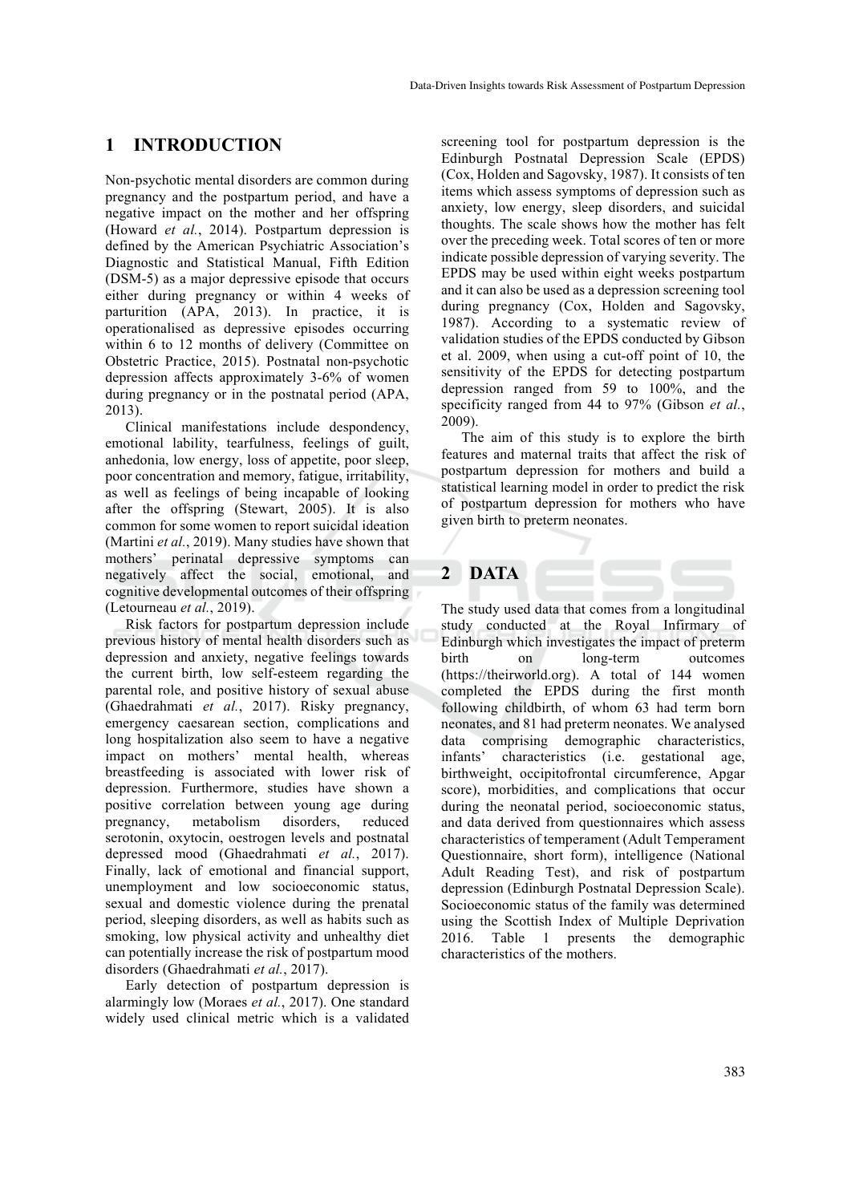## 1 INTRODUCTION

Non-psychotic mental disorders are common during pregnancy and the postpartum period, and have a negative impact on the mother and her offspring (Howard *et al.*, 2014). Postpartum depression is defined by the American Psychiatric Association's Diagnostic and Statistical Manual, Fifth Edition (DSM-5) as a major depressive episode that occurs either during pregnancy or within 4 weeks of parturition (APA, 2013). In practice, it is operationalised as depressive episodes occurring within 6 to 12 months of delivery (Committee on Obstetric Practice, 2015). Postnatal non-psychotic depression affects approximately 3-6% of women during pregnancy or in the postnatal period (APA, 2013).

Clinical manifestations include despondency, emotional lability, tearfulness, feelings of guilt, anhedonia, low energy, loss of appetite, poor sleep, poor concentration and memory, fatigue, irritability, as well as feelings of being incapable of looking after the offspring (Stewart, 2005). It is also common for some women to report suicidal ideation (Martini *et al.*, 2019). Many studies have shown that mothers' perinatal depressive symptoms can negatively affect the social, emotional, and cognitive developmental outcomes of their offspring (Letourneau *et al.*, 2019).

Risk factors for postpartum depression include previous history of mental health disorders such as depression and anxiety, negative feelings towards the current birth, low self-esteem regarding the parental role, and positive history of sexual abuse (Ghaedrahmati *et al.*, 2017). Risky pregnancy, emergency caesarean section, complications and long hospitalization also seem to have a negative impact on mothers' mental health, whereas breastfeeding is associated with lower risk of depression. Furthermore, studies have shown a positive correlation between young age during pregnancy, metabolism disorders, reduced serotonin, oxytocin, oestrogen levels and postnatal depressed mood (Ghaedrahmati *et al.*, 2017). Finally, lack of emotional and financial support, unemployment and low socioeconomic status, sexual and domestic violence during the prenatal period, sleeping disorders, as well as habits such as smoking, low physical activity and unhealthy diet can potentially increase the risk of postpartum mood disorders (Ghaedrahmati *et al.*, 2017).

Early detection of postpartum depression is alarmingly low (Moraes *et al.*, 2017). One standard widely used clinical metric which is a validated screening tool for postpartum depression is the Edinburgh Postnatal Depression Scale (EPDS) (Cox, Holden and Sagovsky, 1987). It consists of ten items which assess symptoms of depression such as anxiety, low energy, sleep disorders, and suicidal thoughts. The scale shows how the mother has felt over the preceding week. Total scores of ten or more indicate possible depression of varying severity. The EPDS may be used within eight weeks postpartum and it can also be used as a depression screening tool during pregnancy (Cox, Holden and Sagovsky, 1987). According to a systematic review of validation studies of the EPDS conducted by Gibson et al. 2009, when using a cut-off point of 10, the sensitivity of the EPDS for detecting postpartum depression ranged from 59 to 100%, and the specificity ranged from 44 to 97% (Gibson *et al.*, 2009).

The aim of this study is to explore the birth features and maternal traits that affect the risk of postpartum depression for mothers and build a statistical learning model in order to predict the risk of postpartum depression for mothers who have given birth to preterm neonates.

## 2 DATA

The study used data that comes from a longitudinal study conducted at the Royal Infirmary of Edinburgh which investigates the impact of preterm birth on long-term outcomes (https://theirworld.org). A total of 144 women completed the EPDS during the first month following childbirth, of whom 63 had term born neonates, and 81 had preterm neonates. We analysed data comprising demographic characteristics, infants' characteristics (i.e. gestational age, birthweight, occipitofrontal circumference, Apgar score), morbidities, and complications that occur during the neonatal period, socioeconomic status, and data derived from questionnaires which assess characteristics of temperament (Adult Temperament Questionnaire, short form), intelligence (National Adult Reading Test), and risk of postpartum depression (Edinburgh Postnatal Depression Scale). Socioeconomic status of the family was determined using the Scottish Index of Multiple Deprivation 2016. Table 1 presents the demographic characteristics of the mothers.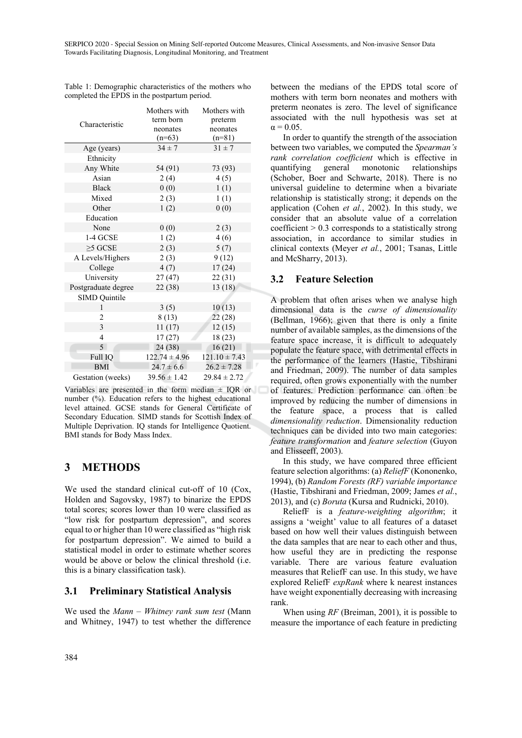Table 1: Demographic characteristics of the mothers who completed the EPDS in the postpartum period.

| Characteristic | Mothers with term born neonates (n=63) | Mothers with preterm neonates (n=81) |
|---|---|---|
| Age (years) | 34 ± 7 | 31 ± 7 |
| Ethnicity | | |
| Any White | 54 (91) | 73 (93) |
| Asian | 2 (4) | 4 (5) |
| Black | 0 (0) | 1 (1) |
| Mixed | 2 (3) | 1 (1) |
| Other | 1 (2) | 0 (0) |
| Education | | |
| None | 0 (0) | 2 (3) |
| 1-4 GCSE | 1 (2) | 4 (6) |
| ≥5 GCSE | 2 (3) | 5 (7) |
| A Levels/Highers | 2 (3) | 9 (12) |
| College | 4 (7) | 17 (24) |
| University | 27 (47) | 22 (31) |
| Postgraduate degree | 22 (38) | 13 (18) |
| SIMD Quintile | | |
| 1 | 3 (5) | 10 (13) |
| 2 | 8 (13) | 22 (28) |
| 3 | 11 (17) | 12 (15) |
| 4 | 17 (27) | 18 (23) |
| 5 | 24 (38) | 16 (21) |
| Full IQ | 122.74 ± 4.96 | 121.10 ± 7.43 |
| BMI | 24.7 ± 6.6 | 26.2 ± 7.28 |
| Gestation (weeks) | 39.56 ± 1.42 | 29.84 ± 2.72 |

Variables are presented in the form median ± IQR or number (%). Education refers to the highest educational level attained. GCSE stands for General Certificate of Secondary Education. SIMD stands for Scottish Index of Multiple Deprivation. IQ stands for Intelligence Quotient. BMI stands for Body Mass Index.

## 3 METHODS

We used the standard clinical cut-off of 10 (Cox, Holden and Sagovsky, 1987) to binarize the EPDS total scores; scores lower than 10 were classified as "low risk for postpartum depression", and scores equal to or higher than 10 were classified as "high risk for postpartum depression". We aimed to build a statistical model in order to estimate whether scores would be above or below the clinical threshold (i.e. this is a binary classification task).

### 3.1 Preliminary Statistical Analysis

We used the *Mann – Whitney rank sum test* (Mann and Whitney, 1947) to test whether the difference between the medians of the EPDS total score of mothers with term born neonates and mothers with preterm neonates is zero. The level of significance associated with the null hypothesis was set at $\alpha = 0.05$.

In order to quantify the strength of the association between two variables, we computed the *Spearman's rank correlation coefficient* which is effective in quantifying general monotonic relationships (Schober, Boer and Schwarte, 2018). There is no universal guideline to determine when a bivariate relationship is statistically strong; it depends on the application (Cohen *et al.*, 2002). In this study, we consider that an absolute value of a correlation coefficient > 0.3 corresponds to a statistically strong association, in accordance to similar studies in clinical contexts (Meyer *et al.*, 2001; Tsanas, Little and McSharry, 2013).

### 3.2 Feature Selection

A problem that often arises when we analyse high dimensional data is the *curse of dimensionality* (Bellman, 1966); given that there is only a finite number of available samples, as the dimensions of the feature space increase, it is difficult to adequately populate the feature space, with detrimental effects in the performance of the learners (Hastie, Tibshirani and Friedman, 2009). The number of data samples required, often grows exponentially with the number of features. Prediction performance can often be improved by reducing the number of dimensions in the feature space, a process that is called *dimensionality reduction*. Dimensionality reduction techniques can be divided into two main categories: *feature transformation* and *feature selection* (Guyon and Elisseeff, 2003).

In this study, we have compared three efficient feature selection algorithms: (a) *ReliefF* (Kononenko, 1994), (b) *Random Forests (RF) variable importance* (Hastie, Tibshirani and Friedman, 2009; James *et al.*, 2013), and (c) *Boruta* (Kursa and Rudnicki, 2010).

ReliefF is a *feature-weighting algorithm*; it assigns a 'weight' value to all features of a dataset based on how well their values distinguish between the data samples that are near to each other and thus, how useful they are in predicting the response variable. There are various feature evaluation measures that ReliefF can use. In this study, we have explored ReliefF *expRank* where k nearest instances have weight exponentially decreasing with increasing rank.

When using *RF* (Breiman, 2001), it is possible to measure the importance of each feature in predicting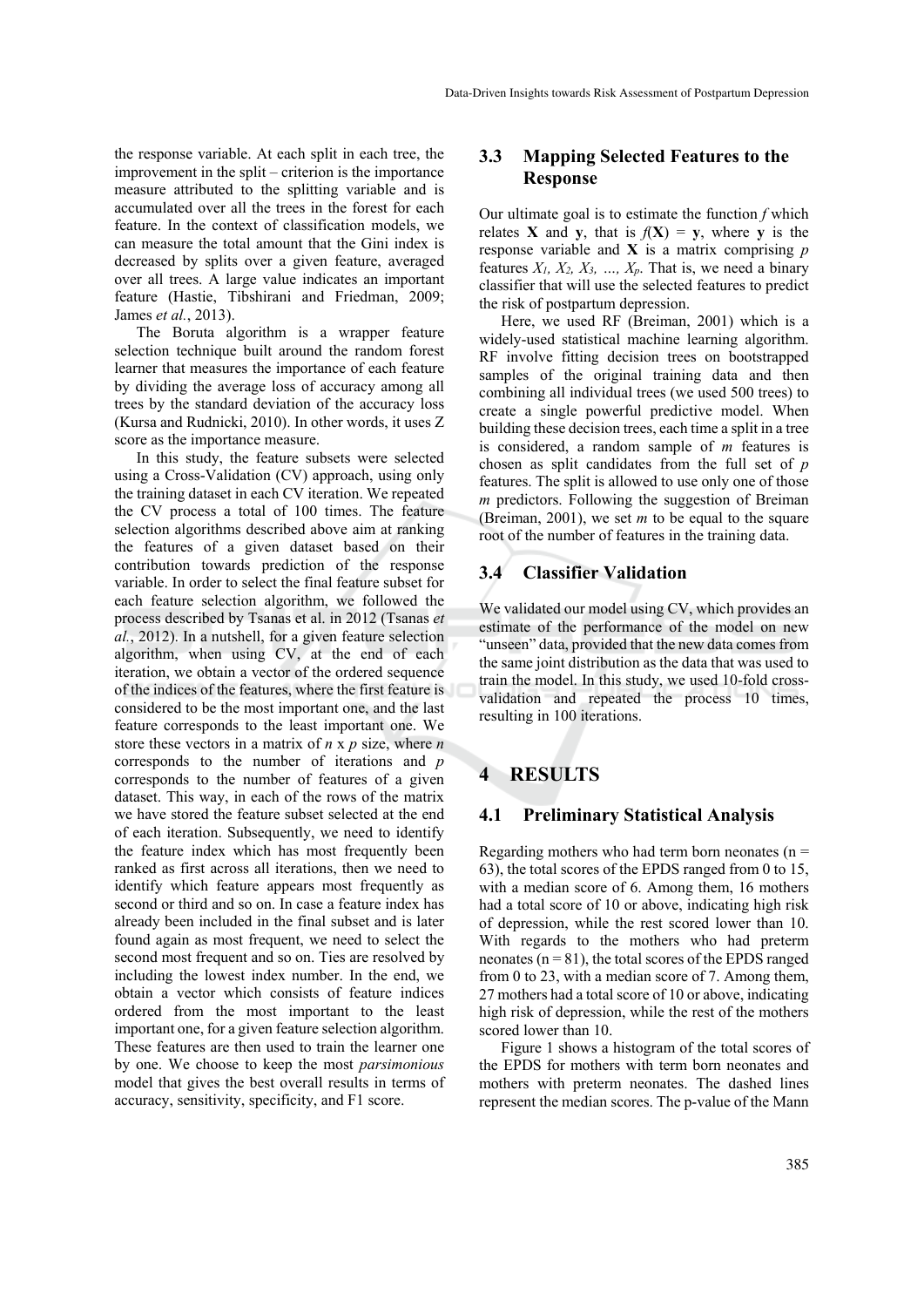the response variable. At each split in each tree, the improvement in the split – criterion is the importance measure attributed to the splitting variable and is accumulated over all the trees in the forest for each feature. In the context of classification models, we can measure the total amount that the Gini index is decreased by splits over a given feature, averaged over all trees. A large value indicates an important feature (Hastie, Tibshirani and Friedman, 2009; James *et al.*, 2013).

The Boruta algorithm is a wrapper feature selection technique built around the random forest learner that measures the importance of each feature by dividing the average loss of accuracy among all trees by the standard deviation of the accuracy loss (Kursa and Rudnicki, 2010). In other words, it uses Z score as the importance measure.

In this study, the feature subsets were selected using a Cross-Validation (CV) approach, using only the training dataset in each CV iteration. We repeated the CV process a total of 100 times. The feature selection algorithms described above aim at ranking the features of a given dataset based on their contribution towards prediction of the response variable. In order to select the final feature subset for each feature selection algorithm, we followed the process described by Tsanas et al. in 2012 (Tsanas *et al.*, 2012). In a nutshell, for a given feature selection algorithm, when using CV, at the end of each iteration, we obtain a vector of the ordered sequence of the indices of the features, where the first feature is considered to be the most important one, and the last feature corresponds to the least important one. We store these vectors in a matrix of $n$ x $p$ size, where $n$ corresponds to the number of iterations and $p$ corresponds to the number of features of a given dataset. This way, in each of the rows of the matrix we have stored the feature subset selected at the end of each iteration. Subsequently, we need to identify the feature index which has most frequently been ranked as first across all iterations, then we need to identify which feature appears most frequently as second or third and so on. In case a feature index has already been included in the final subset and is later found again as most frequent, we need to select the second most frequent and so on. Ties are resolved by including the lowest index number. In the end, we obtain a vector which consists of feature indices ordered from the most important to the least important one, for a given feature selection algorithm. These features are then used to train the learner one by one. We choose to keep the most *parsimonious* model that gives the best overall results in terms of accuracy, sensitivity, specificity, and F1 score.

### 3.3 Mapping Selected Features to the Response

Our ultimate goal is to estimate the function $f$ which relates $\mathbf{X}$ and $\mathbf{y}$, that is $f(\mathbf{X}) = \mathbf{y}$, where $\mathbf{y}$ is the response variable and $\mathbf{X}$ is a matrix comprising $p$ features $X_1, X_2, X_3, \ldots, X_p$. That is, we need a binary classifier that will use the selected features to predict the risk of postpartum depression.

Here, we used RF (Breiman, 2001) which is a widely-used statistical machine learning algorithm. RF involve fitting decision trees on bootstrapped samples of the original training data and then combining all individual trees (we used 500 trees) to create a single powerful predictive model. When building these decision trees, each time a split in a tree is considered, a random sample of $m$ features is chosen as split candidates from the full set of $p$ features. The split is allowed to use only one of those $m$ predictors. Following the suggestion of Breiman (Breiman, 2001), we set $m$ to be equal to the square root of the number of features in the training data.

### 3.4 Classifier Validation

We validated our model using CV, which provides an estimate of the performance of the model on new "unseen" data, provided that the new data comes from the same joint distribution as the data that was used to train the model. In this study, we used 10-fold cross-validation and repeated the process 10 times, resulting in 100 iterations.

## 4 RESULTS

### 4.1 Preliminary Statistical Analysis

Regarding mothers who had term born neonates ($n = 63$), the total scores of the EPDS ranged from 0 to 15, with a median score of 6. Among them, 16 mothers had a total score of 10 or above, indicating high risk of depression, while the rest scored lower than 10. With regards to the mothers who had preterm neonates ($n = 81$), the total scores of the EPDS ranged from 0 to 23, with a median score of 7. Among them, 27 mothers had a total score of 10 or above, indicating high risk of depression, while the rest of the mothers scored lower than 10.

Figure 1 shows a histogram of the total scores of the EPDS for mothers with term born neonates and mothers with preterm neonates. The dashed lines represent the median scores. The p-value of the Mann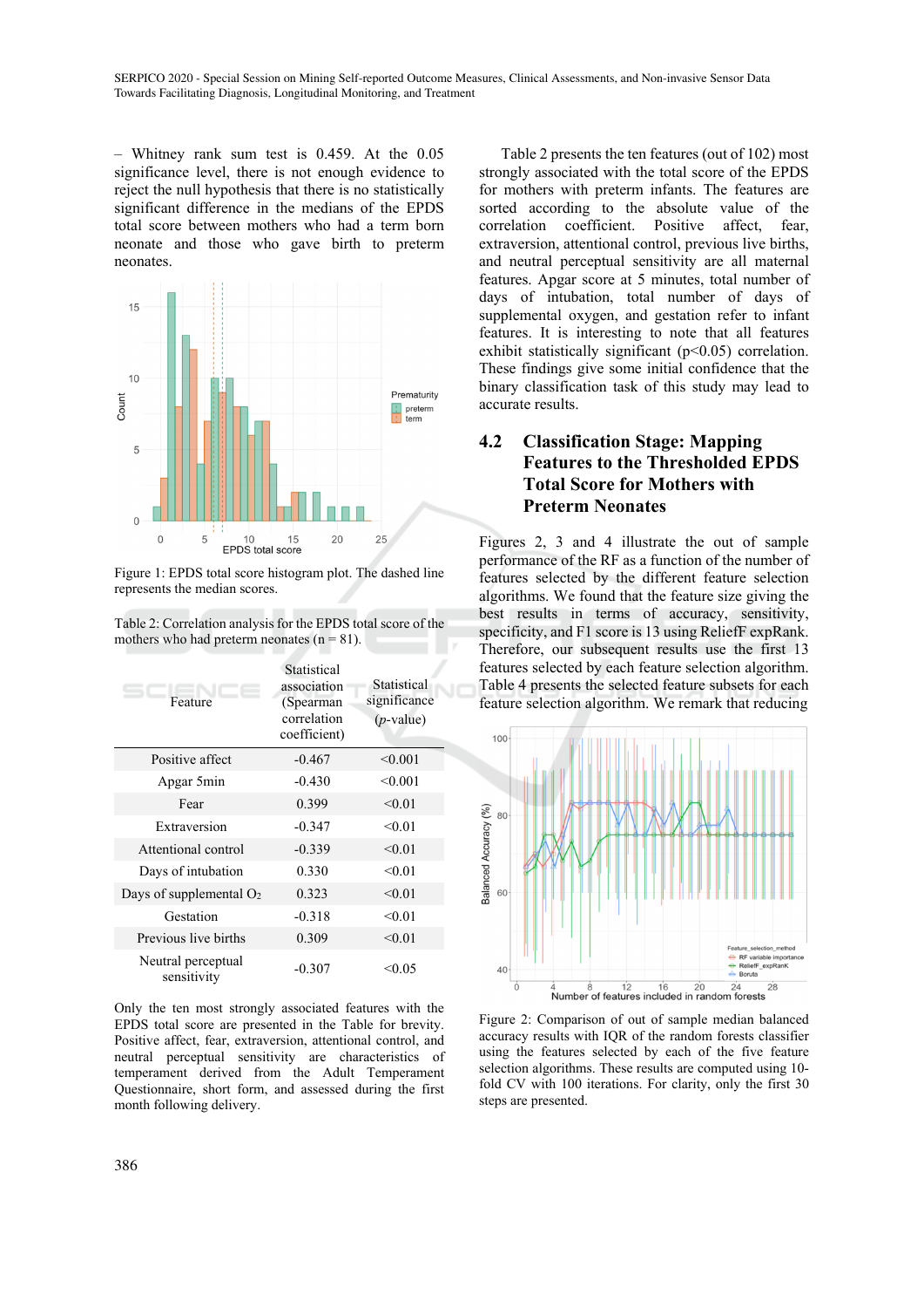– Whitney rank sum test is 0.459. At the 0.05 significance level, there is not enough evidence to reject the null hypothesis that there is no statistically significant difference in the medians of the EPDS total score between mothers who had a term born neonate and those who gave birth to preterm neonates.

Figure 1: EPDS total score histogram plot. The dashed line represents the median scores.

Table 2: Correlation analysis for the EPDS total score of the mothers who had preterm neonates (n = 81).

| Feature | Statistical association (Spearman correlation coefficient) | Statistical significance (*p*-value) |
|---|---|---|
| Positive affect | -0.467 | <0.001 |
| Apgar 5min | -0.430 | <0.001 |
| Fear | 0.399 | <0.01 |
| Extraversion | -0.347 | <0.01 |
| Attentional control | -0.339 | <0.01 |
| Days of intubation | 0.330 | <0.01 |
| Days of supplemental $O_2$ | 0.323 | <0.01 |
| Gestation | -0.318 | <0.01 |
| Previous live births | 0.309 | <0.01 |
| Neutral perceptual sensitivity | -0.307 | <0.05 |

Only the ten most strongly associated features with the EPDS total score are presented in the Table for brevity. Positive affect, fear, extraversion, attentional control, and neutral perceptual sensitivity are characteristics of temperament derived from the Adult Temperament Questionnaire, short form, and assessed during the first month following delivery.

Table 2 presents the ten features (out of 102) most strongly associated with the total score of the EPDS for mothers with preterm infants. The features are sorted according to the absolute value of the correlation coefficient. Positive affect, fear, extraversion, attentional control, previous live births, and neutral perceptual sensitivity are all maternal features. Apgar score at 5 minutes, total number of days of intubation, total number of days of supplemental oxygen, and gestation refer to infant features. It is interesting to note that all features exhibit statistically significant ($p<0.05$) correlation. These findings give some initial confidence that the binary classification task of this study may lead to accurate results.

## 4.2 Classification Stage: Mapping Features to the Thresholded EPDS Total Score for Mothers with Preterm Neonates

Figures 2, 3 and 4 illustrate the out of sample performance of the RF as a function of the number of features selected by the different feature selection algorithms. We found that the feature size giving the best results in terms of accuracy, sensitivity, specificity, and F1 score is 13 using ReliefF expRank. Therefore, our subsequent results use the first 13 features selected by each feature selection algorithm. Table 4 presents the selected feature subsets for each feature selection algorithm. We remark that reducing

Figure 2: Comparison of out of sample median balanced accuracy results with IQR of the random forests classifier using the features selected by each of the five feature selection algorithms. These results are computed using 10-fold CV with 100 iterations. For clarity, only the first 30 steps are presented.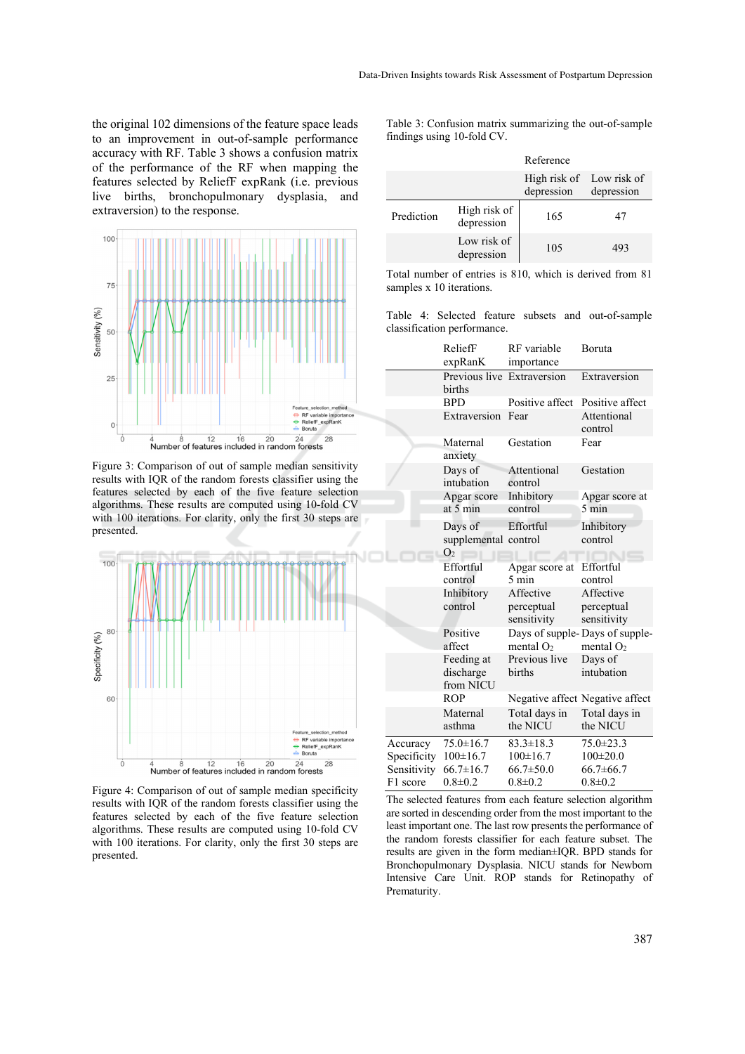the original 102 dimensions of the feature space leads to an improvement in out-of-sample performance accuracy with RF. Table 3 shows a confusion matrix of the performance of the RF when mapping the features selected by ReliefF expRank (i.e. previous live births, bronchopulmonary dysplasia, and extraversion) to the response.

Figure 3: Comparison of out of sample median sensitivity results with IQR of the random forests classifier using the features selected by each of the five feature selection algorithms. These results are computed using 10-fold CV with 100 iterations. For clarity, only the first 30 steps are presented.

Figure 4: Comparison of out of sample median specificity results with IQR of the random forests classifier using the features selected by each of the five feature selection algorithms. These results are computed using 10-fold CV with 100 iterations. For clarity, only the first 30 steps are presented.

Table 3: Confusion matrix summarizing the out-of-sample findings using 10-fold CV.

| | | Reference | |
|---|---|---|---|
| | | High risk of depression | Low risk of depression |
| Prediction | High risk of depression | 165 | 47 |
| | Low risk of depression | 105 | 493 |

Total number of entries is 810, which is derived from 81 samples x 10 iterations.

Table 4: Selected feature subsets and out-of-sample classification performance.

| | ReliefF expRanK | RF variable importance | Boruta |
|---|---|---|---|
| | Previous live births | Extraversion | Extraversion |
| | BPD | Positive affect | Positive affect |
| | Extraversion | Fear | Attentional control |
| | Maternal anxiety | Gestation | Fear |
| | Days of intubation | Attentional control | Gestation |
| | Apgar score at 5 min | Inhibitory control | Apgar score at 5 min |
| | Days of supplemental $O_2$ | Effortful control | Inhibitory control |
| | Effortful control | Apgar score at 5 min | Effortful control |
| | Inhibitory control | Affective perceptual sensitivity | Affective perceptual sensitivity |
| | Positive affect | Days of supplemental $O_2$ | Days of supplemental $O_2$ |
| | Feeding at discharge from NICU | Previous live births | Days of intubation |
| | ROP | Negative affect | Negative affect |
| | Maternal asthma | Total days in the NICU | Total days in the NICU |
| Accuracy | 75.0±16.7 | 83.3±18.3 | 75.0±23.3 |
| Specificity | 100±16.7 | 100±16.7 | 100±20.0 |
| Sensitivity | 66.7±16.7 | 66.7±50.0 | 66.7±66.7 |
| F1 score | 0.8±0.2 | 0.8±0.2 | 0.8±0.2 |

The selected features from each feature selection algorithm are sorted in descending order from the most important to the least important one. The last row presents the performance of the random forests classifier for each feature subset. The results are given in the form median±IQR. BPD stands for Bronchopulmonary Dysplasia. NICU stands for Newborn Intensive Care Unit. ROP stands for Retinopathy of Prematurity.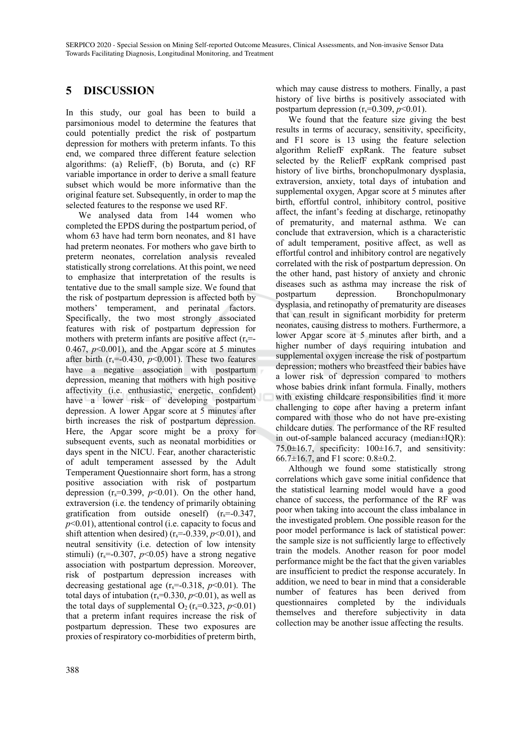## 5 DISCUSSION

In this study, our goal has been to build a parsimonious model to determine the features that could potentially predict the risk of postpartum depression for mothers with preterm infants. To this end, we compared three different feature selection algorithms: (a) ReliefF, (b) Boruta, and (c) RF variable importance in order to derive a small feature subset which would be more informative than the original feature set. Subsequently, in order to map the selected features to the response we used RF.

We analysed data from 144 women who completed the EPDS during the postpartum period, of whom 63 have had term born neonates, and 81 have had preterm neonates. For mothers who gave birth to preterm neonates, correlation analysis revealed statistically strong correlations. At this point, we need to emphasize that interpretation of the results is tentative due to the small sample size. We found that the risk of postpartum depression is affected both by mothers' temperament, and perinatal factors. Specifically, the two most strongly associated features with risk of postpartum depression for mothers with preterm infants are positive affect ($r_s$=-0.467, $p$<0.001), and the Apgar score at 5 minutes after birth ($r_s$=-0.430, $p$<0.001). These two features have a negative association with postpartum depression, meaning that mothers with high positive affectivity (i.e. enthusiastic, energetic, confident) have a lower risk of developing postpartum depression. A lower Apgar score at 5 minutes after birth increases the risk of postpartum depression. Here, the Apgar score might be a proxy for subsequent events, such as neonatal morbidities or days spent in the NICU. Fear, another characteristic of adult temperament assessed by the Adult Temperament Questionnaire short form, has a strong positive association with risk of postpartum depression ($r_s$=0.399, $p$<0.01). On the other hand, extraversion (i.e. the tendency of primarily obtaining gratification from outside oneself) ($r_s$=-0.347, $p$<0.01), attentional control (i.e. capacity to focus and shift attention when desired) ($r_s$=-0.339, $p$<0.01), and neutral sensitivity (i.e. detection of low intensity stimuli) ($r_s$=-0.307, $p$<0.05) have a strong negative association with postpartum depression. Moreover, risk of postpartum depression increases with decreasing gestational age ($r_s$=-0.318, $p$<0.01). The total days of intubation ($r_s$=0.330, $p$<0.01), as well as the total days of supplemental $O_2$ ($r_s$=0.323, $p$<0.01) that a preterm infant requires increase the risk of postpartum depression. These two exposures are proxies of respiratory co-morbidities of preterm birth, which may cause distress to mothers. Finally, a past history of live births is positively associated with postpartum depression ($r_s$=0.309, $p$<0.01).

We found that the feature size giving the best results in terms of accuracy, sensitivity, specificity, and F1 score is 13 using the feature selection algorithm ReliefF expRank. The feature subset selected by the ReliefF expRank comprised past history of live births, bronchopulmonary dysplasia, extraversion, anxiety, total days of intubation and supplemental oxygen, Apgar score at 5 minutes after birth, effortful control, inhibitory control, positive affect, the infant's feeding at discharge, retinopathy of prematurity, and maternal asthma. We can conclude that extraversion, which is a characteristic of adult temperament, positive affect, as well as effortful control and inhibitory control are negatively correlated with the risk of postpartum depression. On the other hand, past history of anxiety and chronic diseases such as asthma may increase the risk of postpartum depression. Bronchopulmonary dysplasia, and retinopathy of prematurity are diseases that can result in significant morbidity for preterm neonates, causing distress to mothers. Furthermore, a lower Apgar score at 5 minutes after birth, and a higher number of days requiring intubation and supplemental oxygen increase the risk of postpartum depression; mothers who breastfeed their babies have a lower risk of depression compared to mothers whose babies drink infant formula. Finally, mothers with existing childcare responsibilities find it more challenging to cope after having a preterm infant compared with those who do not have pre-existing childcare duties. The performance of the RF resulted in out-of-sample balanced accuracy (median±IQR): 75.0±16.7, specificity: 100±16.7, and sensitivity: 66.7±16.7, and F1 score: 0.8±0.2.

Although we found some statistically strong correlations which gave some initial confidence that the statistical learning model would have a good chance of success, the performance of the RF was poor when taking into account the class imbalance in the investigated problem. One possible reason for the poor model performance is lack of statistical power: the sample size is not sufficiently large to effectively train the models. Another reason for poor model performance might be the fact that the given variables are insufficient to predict the response accurately. In addition, we need to bear in mind that a considerable number of features has been derived from questionnaires completed by the individuals themselves and therefore subjectivity in data collection may be another issue affecting the results.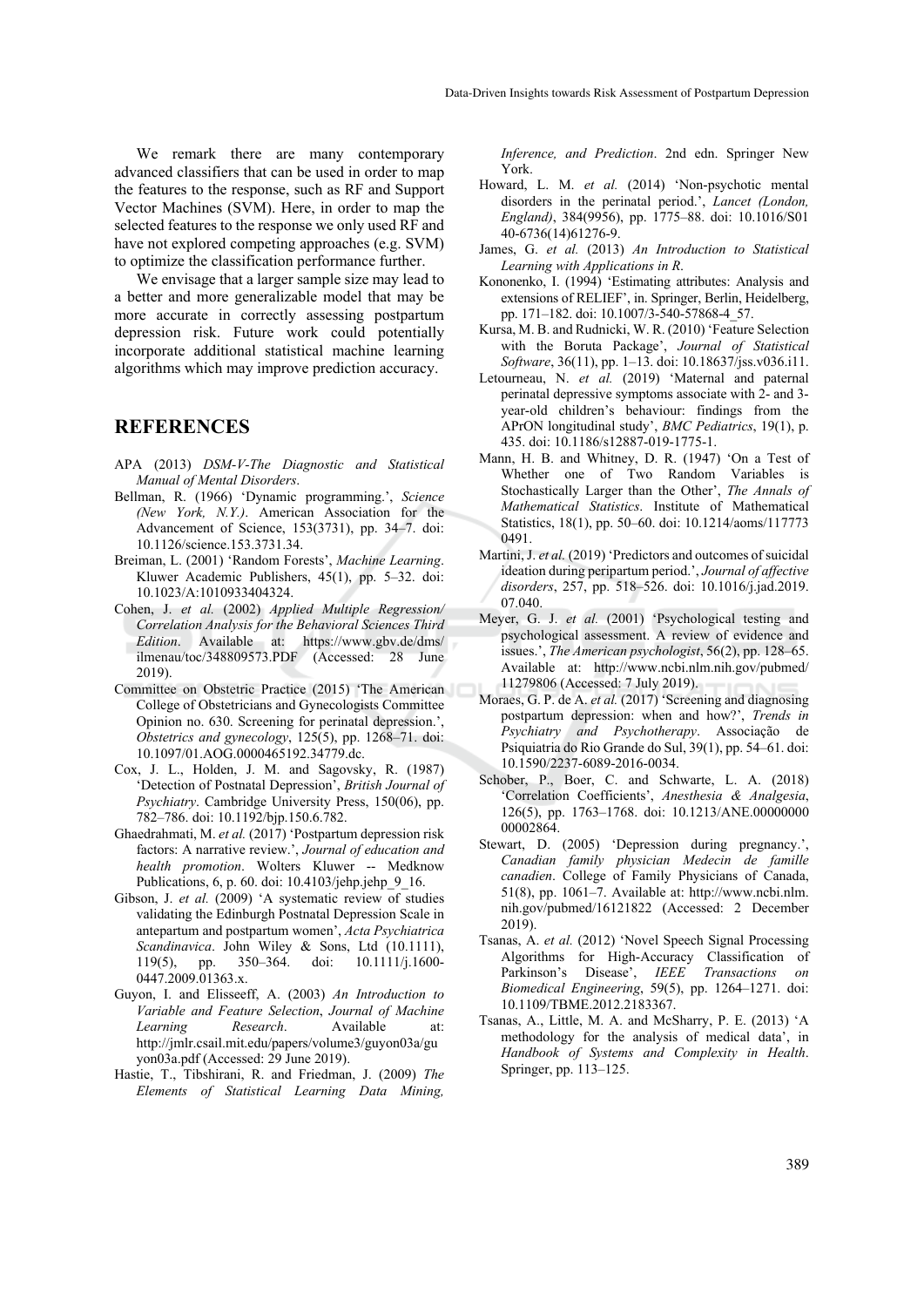We remark there are many contemporary advanced classifiers that can be used in order to map the features to the response, such as RF and Support Vector Machines (SVM). Here, in order to map the selected features to the response we only used RF and have not explored competing approaches (e.g. SVM) to optimize the classification performance further.

We envisage that a larger sample size may lead to a better and more generalizable model that may be more accurate in correctly assessing postpartum depression risk. Future work could potentially incorporate additional statistical machine learning algorithms which may improve prediction accuracy.

## REFERENCES

APA (2013) *DSM-V-The Diagnostic and Statistical Manual of Mental Disorders*.

Bellman, R. (1966) 'Dynamic programming.', *Science (New York, N.Y.)*. American Association for the Advancement of Science, 153(3731), pp. 34–7. doi: 10.1126/science.153.3731.34.

Breiman, L. (2001) 'Random Forests', *Machine Learning*. Kluwer Academic Publishers, 45(1), pp. 5–32. doi: 10.1023/A:1010933404324.

Cohen, J. *et al.* (2002) *Applied Multiple Regression/ Correlation Analysis for the Behavioral Sciences Third Edition*. Available at: https://www.gbv.de/dms/ilmenau/toc/348809573.PDF (Accessed: 28 June 2019).

Committee on Obstetric Practice (2015) 'The American College of Obstetricians and Gynecologists Committee Opinion no. 630. Screening for perinatal depression.', *Obstetrics and gynecology*, 125(5), pp. 1268–71. doi: 10.1097/01.AOG.0000465192.34779.dc.

Cox, J. L., Holden, J. M. and Sagovsky, R. (1987) 'Detection of Postnatal Depression', *British Journal of Psychiatry*. Cambridge University Press, 150(06), pp. 782–786. doi: 10.1192/bjp.150.6.782.

Ghaedrahmati, M. *et al.* (2017) 'Postpartum depression risk factors: A narrative review.', *Journal of education and health promotion*. Wolters Kluwer -- Medknow Publications, 6, p. 60. doi: 10.4103/jehp.jehp_9_16.

Gibson, J. *et al.* (2009) 'A systematic review of studies validating the Edinburgh Postnatal Depression Scale in antepartum and postpartum women', *Acta Psychiatrica Scandinavica*. John Wiley & Sons, Ltd (10.1111), 119(5), pp. 350–364. doi: 10.1111/j.1600-0447.2009.01363.x.

Guyon, I. and Elisseeff, A. (2003) *An Introduction to Variable and Feature Selection*, *Journal of Machine Learning Research*. Available at: http://jmlr.csail.mit.edu/papers/volume3/guyon03a/guyon03a.pdf (Accessed: 29 June 2019).

Hastie, T., Tibshirani, R. and Friedman, J. (2009) *The Elements of Statistical Learning Data Mining, Inference, and Prediction*. 2nd edn. Springer New York.

Howard, L. M. *et al.* (2014) 'Non-psychotic mental disorders in the perinatal period.', *Lancet (London, England)*, 384(9956), pp. 1775–88. doi: 10.1016/S0140-6736(14)61276-9.

James, G. *et al.* (2013) *An Introduction to Statistical Learning with Applications in R*.

Kononenko, I. (1994) 'Estimating attributes: Analysis and extensions of RELIEF', in. Springer, Berlin, Heidelberg, pp. 171–182. doi: 10.1007/3-540-57868-4_57.

Kursa, M. B. and Rudnicki, W. R. (2010) 'Feature Selection with the Boruta Package', *Journal of Statistical Software*, 36(11), pp. 1–13. doi: 10.18637/jss.v036.i11.

Letourneau, N. *et al.* (2019) 'Maternal and paternal perinatal depressive symptoms associate with 2- and 3-year-old children's behaviour: findings from the APrON longitudinal study', *BMC Pediatrics*, 19(1), p. 435. doi: 10.1186/s12887-019-1775-1.

Mann, H. B. and Whitney, D. R. (1947) 'On a Test of Whether one of Two Random Variables is Stochastically Larger than the Other', *The Annals of Mathematical Statistics*. Institute of Mathematical Statistics, 18(1), pp. 50–60. doi: 10.1214/aoms/1177730491.

Martini, J. *et al.* (2019) 'Predictors and outcomes of suicidal ideation during peripartum period.', *Journal of affective disorders*, 257, pp. 518–526. doi: 10.1016/j.jad.2019.07.040.

Meyer, G. J. *et al.* (2001) 'Psychological testing and psychological assessment. A review of evidence and issues.', *The American psychologist*, 56(2), pp. 128–65. Available at: http://www.ncbi.nlm.nih.gov/pubmed/11279806 (Accessed: 7 July 2019).

Moraes, G. P. de A. *et al.* (2017) 'Screening and diagnosing postpartum depression: when and how?', *Trends in Psychiatry and Psychotherapy*. Associação de Psiquiatria do Rio Grande do Sul, 39(1), pp. 54–61. doi: 10.1590/2237-6089-2016-0034.

Schober, P., Boer, C. and Schwarte, L. A. (2018) 'Correlation Coefficients', *Anesthesia & Analgesia*, 126(5), pp. 1763–1768. doi: 10.1213/ANE.0000000000002864.

Stewart, D. (2005) 'Depression during pregnancy.', *Canadian family physician Medecin de famille canadien*. College of Family Physicians of Canada, 51(8), pp. 1061–7. Available at: http://www.ncbi.nlm.nih.gov/pubmed/16121822 (Accessed: 2 December 2019).

Tsanas, A. *et al.* (2012) 'Novel Speech Signal Processing Algorithms for High-Accuracy Classification of Parkinson's Disease', *IEEE Transactions on Biomedical Engineering*, 59(5), pp. 1264–1271. doi: 10.1109/TBME.2012.2183367.

Tsanas, A., Little, M. A. and McSharry, P. E. (2013) 'A methodology for the analysis of medical data', in *Handbook of Systems and Complexity in Health*. Springer, pp. 113–125.